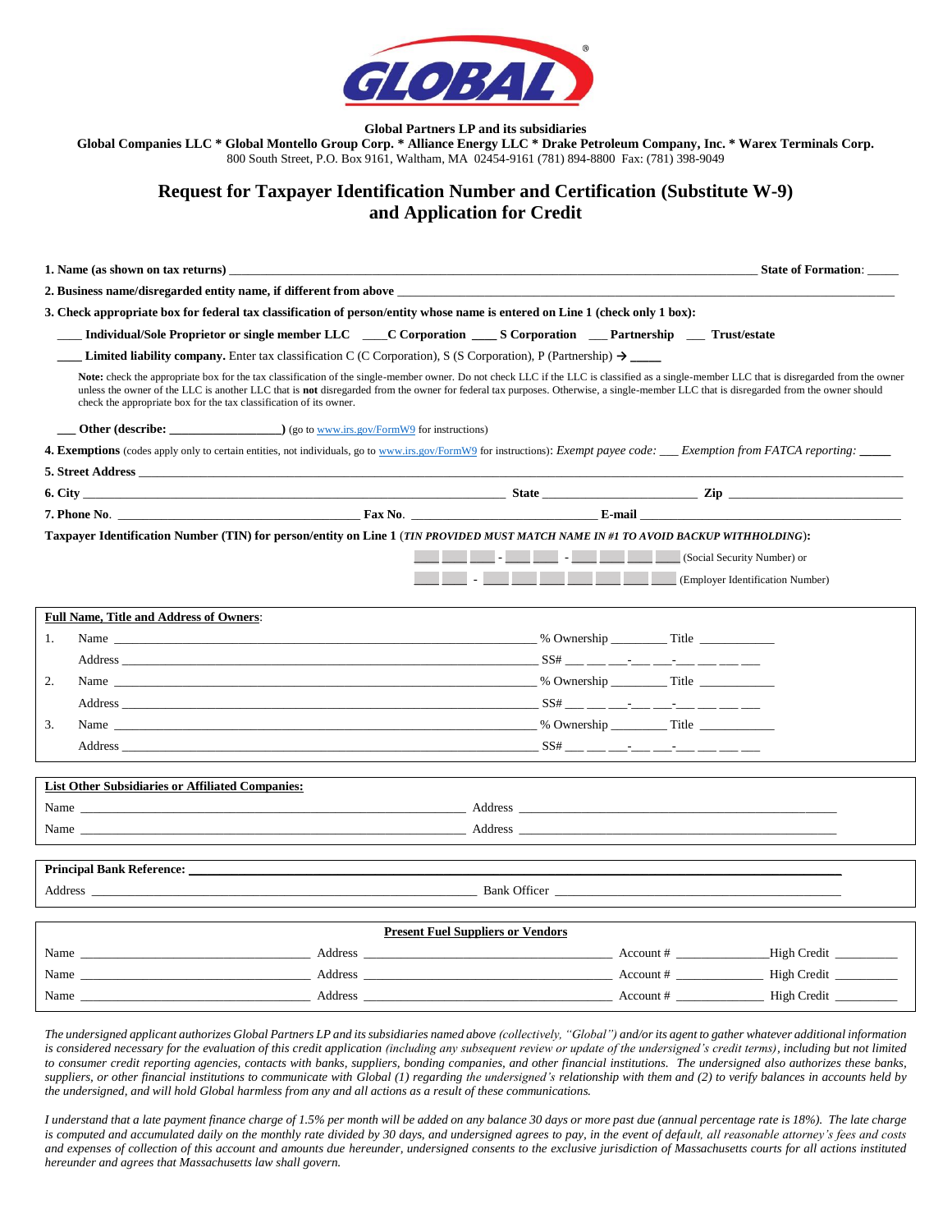**Global Partners LP and its subsidiaries**

**Global Companies LLC * Global Montello Group Corp. * Alliance Energy LLC * Drake Petroleum Company, Inc. * Warex Terminals Corp.**

800 South Street, P.O. Box 9161, Waltham, MA 02454-9161 (781) 894-8800 Fax: (781) 398-9049

# Request for Taxpayer Identification Number and Certification (Substitute W-9) and Application for Credit

**1. Name (as shown on tax returns)** ______________________________________________ **State of Formation**: _____

**2. Business name/disregarded entity name, if different from above** ______________________________________________

**3. Check appropriate box for federal tax classification of person/entity whose name is entered on Line 1 (check only 1 box):**

____ **Individual/Sole Proprietor or single member LLC** ____**C Corporation** ____ **S Corporation** ___ **Partnership** ___ **Trust/estate**

____ **Limited liability company.** Enter tax classification C (C Corporation), S (S Corporation), P (Partnership) → _____

**Note:** check the appropriate box for the tax classification of the single-member owner. Do not check LLC if the LLC is classified as a single-member LLC that is disregarded from the owner unless the owner of the LLC is another LLC that is **not** disregarded from the owner for federal tax purposes. Otherwise, a single-member LLC that is disregarded from the owner should check the appropriate box for the tax classification of its owner.

___ **Other (describe:** _________________**)** (go to www.irs.gov/FormW9 for instructions)

**4. Exemptions** (codes apply only to certain entities, not individuals, go to www.irs.gov/FormW9 for instructions): *Exempt payee code:* ___ *Exemption from FATCA reporting:* _____

**5. Street Address** ______________________________________________

**6. City** ______________________ **State** ______________ **Zip** ______________

**7. Phone No.** ______________________ **Fax No.** ______________ **E-mail** ______________________

**Taxpayer Identification Number (TIN) for person/entity on Line 1** (*TIN PROVIDED MUST MATCH NAME IN #1 TO AVOID BACKUP WITHHOLDING*):

___ ___ ___ - ___ ___ - ___ ___ ___ ___ (Social Security Number) or

___ ___ - ___ ___ ___ ___ ___ ___ ___ (Employer Identification Number)

**Full Name, Title and Address of Owners**:

1. Name ______________________________ % Ownership ________ Title ___________
   Address ______________________________ SS# ___ ___ ___-___ ___-___ ___ ___ ___
2. Name ______________________________ % Ownership ________ Title ___________
   Address ______________________________ SS# ___ ___ ___-___ ___-___ ___ ___ ___
3. Name ______________________________ % Ownership ________ Title ___________
   Address ______________________________ SS# ___ ___ ___-___ ___-___ ___ ___ ___

**List Other Subsidiaries or Affiliated Companies:**

Name ______________________________ Address ______________________________

Name ______________________________ Address ______________________________

**Principal Bank Reference:** ______________________________

Address ______________________________ Bank Officer ______________________________

**Present Fuel Suppliers or Vendors**

| Name | Address | Account # | High Credit |
|---|---|---|---|
| | | | |
| | | | |
| | | | |

*The undersigned applicant authorizes Global Partners LP and its subsidiaries named above (collectively, "Global") and/or its agent to gather whatever additional information is considered necessary for the evaluation of this credit application (including any subsequent review or update of the undersigned's credit terms), including but not limited to consumer credit reporting agencies, contacts with banks, suppliers, bonding companies, and other financial institutions. The undersigned also authorizes these banks, suppliers, or other financial institutions to communicate with Global (1) regarding the undersigned's relationship with them and (2) to verify balances in accounts held by the undersigned, and will hold Global harmless from any and all actions as a result of these communications.*

*I understand that a late payment finance charge of 1.5% per month will be added on any balance 30 days or more past due (annual percentage rate is 18%). The late charge is computed and accumulated daily on the monthly rate divided by 30 days, and undersigned agrees to pay, in the event of default, all reasonable attorney's fees and costs and expenses of collection of this account and amounts due hereunder, undersigned consents to the exclusive jurisdiction of Massachusetts courts for all actions instituted hereunder and agrees that Massachusetts law shall govern.*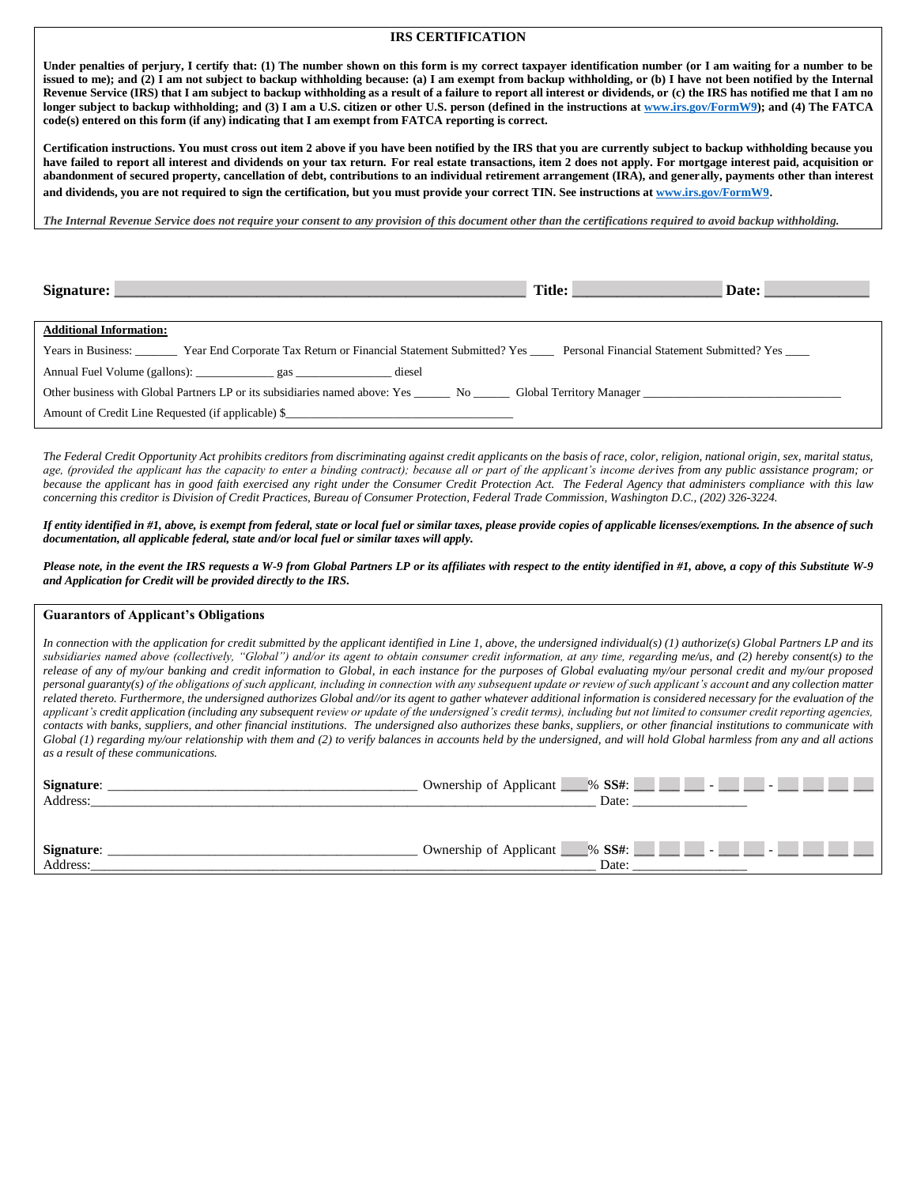## IRS CERTIFICATION

**Under penalties of perjury, I certify that: (1) The number shown on this form is my correct taxpayer identification number (or I am waiting for a number to be issued to me); and (2) I am not subject to backup withholding because: (a) I am exempt from backup withholding, or (b) I have not been notified by the Internal Revenue Service (IRS) that I am subject to backup withholding as a result of a failure to report all interest or dividends, or (c) the IRS has notified me that I am no longer subject to backup withholding; and (3) I am a U.S. citizen or other U.S. person (defined in the instructions at www.irs.gov/FormW9); and (4) The FATCA code(s) entered on this form (if any) indicating that I am exempt from FATCA reporting is correct.**

**Certification instructions. You must cross out item 2 above if you have been notified by the IRS that you are currently subject to backup withholding because you have failed to report all interest and dividends on your tax return. For real estate transactions, item 2 does not apply. For mortgage interest paid, acquisition or abandonment of secured property, cancellation of debt, contributions to an individual retirement arrangement (IRA), and generally, payments other than interest and dividends, you are not required to sign the certification, but you must provide your correct TIN. See instructions at www.irs.gov/FormW9.**

*The Internal Revenue Service does not require your consent to any provision of this document other than the certifications required to avoid backup withholding.*

**Signature:** ________________________ **Title:** ____________ **Date:** __________

**Additional Information:**

Years in Business: _______ Year End Corporate Tax Return or Financial Statement Submitted? Yes ____ Personal Financial Statement Submitted? Yes ____

Annual Fuel Volume (gallons): _____________ gas _______________ diesel

Other business with Global Partners LP or its subsidiaries named above: Yes ______ No ______ Global Territory Manager ________________________________

Amount of Credit Line Requested (if applicable) $____________________________________

*The Federal Credit Opportunity Act prohibits creditors from discriminating against credit applicants on the basis of race, color, religion, national origin, sex, marital status, age, (provided the applicant has the capacity to enter a binding contract); because all or part of the applicant's income derives from any public assistance program; or because the applicant has in good faith exercised any right under the Consumer Credit Protection Act. The Federal Agency that administers compliance with this law concerning this creditor is Division of Credit Practices, Bureau of Consumer Protection, Federal Trade Commission, Washington D.C., (202) 326-3224.*

***If entity identified in #1, above, is exempt from federal, state or local fuel or similar taxes, please provide copies of applicable licenses/exemptions. In the absence of such documentation, all applicable federal, state and/or local fuel or similar taxes will apply.***

***Please note, in the event the IRS requests a W-9 from Global Partners LP or its affiliates with respect to the entity identified in #1, above, a copy of this Substitute W-9 and Application for Credit will be provided directly to the IRS.***

**Guarantors of Applicant's Obligations**

*In connection with the application for credit submitted by the applicant identified in Line 1, above, the undersigned individual(s) (1) authorize(s) Global Partners LP and its subsidiaries named above (collectively, "Global") and/or its agent to obtain consumer credit information, at any time, regarding me/us, and (2) hereby consent(s) to the release of any of my/our banking and credit information to Global, in each instance for the purposes of Global evaluating my/our personal credit and my/our proposed personal guaranty(s) of the obligations of such applicant, including in connection with any subsequent update or review of such applicant's account and any collection matter related thereto. Furthermore, the undersigned authorizes Global and//or its agent to gather whatever additional information is considered necessary for the evaluation of the applicant's credit application (including any subsequent review or update of the undersigned's credit terms), including but not limited to consumer credit reporting agencies, contacts with banks, suppliers, and other financial institutions. The undersigned also authorizes these banks, suppliers, or other financial institutions to communicate with Global (1) regarding my/our relationship with them and (2) to verify balances in accounts held by the undersigned, and will hold Global harmless from any and all actions as a result of these communications.*

**Signature**: ______________________________ Ownership of Applicant ____% **SS#**: ___ ___ ___ - ___ ___ - ___ ___ ___ ___
Address:_____________________________________________ Date: ______________

**Signature**: ______________________________ Ownership of Applicant ____% **SS#**: ___ ___ ___ - ___ ___ - ___ ___ ___ ___
Address:_____________________________________________ Date: ______________